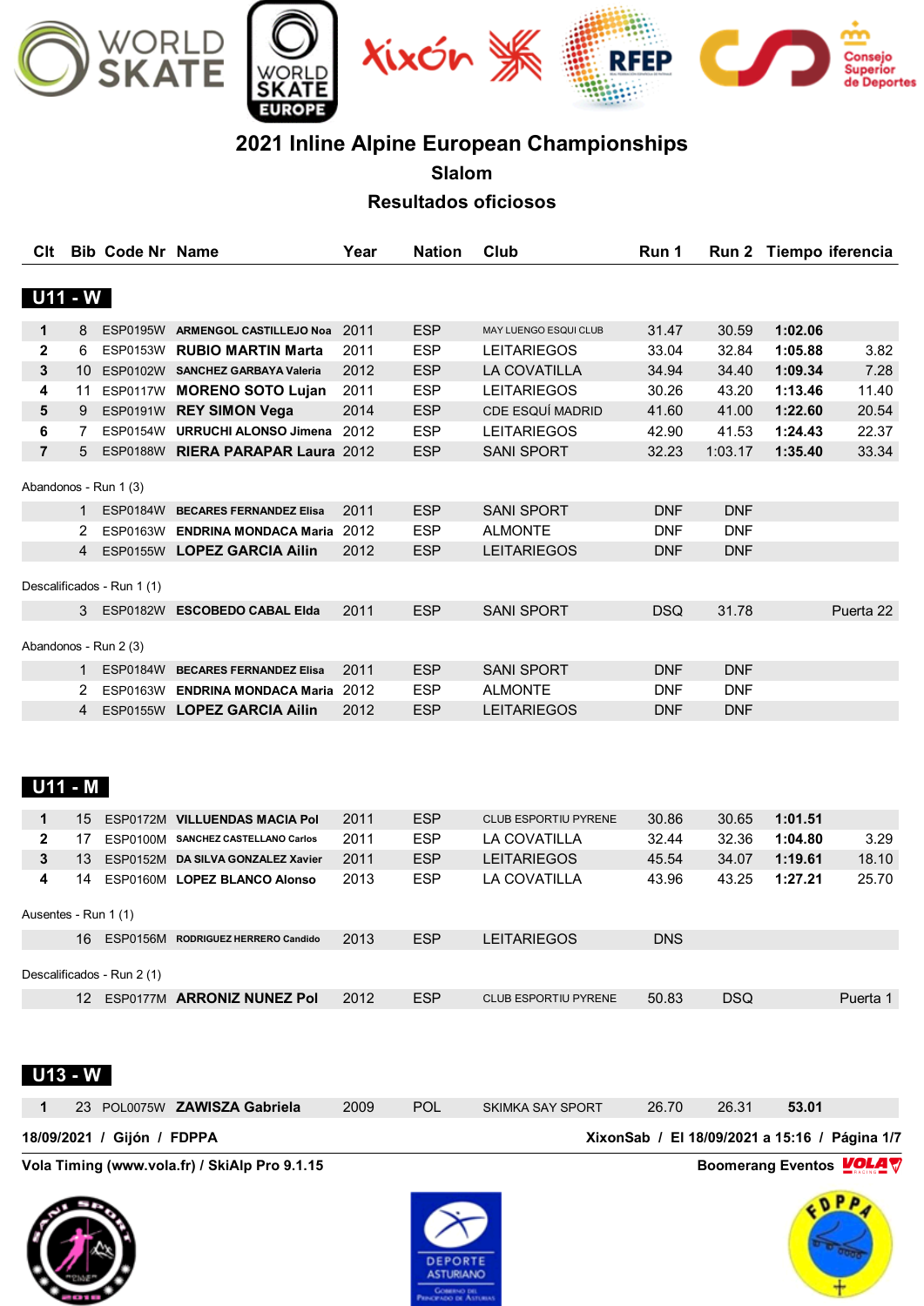# 2021 Inline Alpine European Championships

## Slalom

## Resultados oficiosos

### U11 - W

| Clt | Bib | Code Nr | Name | Year | Nation | Club | Run 1 | Run 2 | Tiempo | iferencia |
|---|---|---|---|---|---|---|---|---|---|---|
| 1 | 8 | ESP0195W | ARMENGOL CASTILLEJO Noa | 2011 | ESP | MAY LUENGO ESQUI CLUB | 31.47 | 30.59 | 1:02.06 | |
| 2 | 6 | ESP0153W | RUBIO MARTIN Marta | 2011 | ESP | LEITARIEGOS | 33.04 | 32.84 | 1:05.88 | 3.82 |
| 3 | 10 | ESP0102W | SANCHEZ GARBAYA Valeria | 2012 | ESP | LA COVATILLA | 34.94 | 34.40 | 1:09.34 | 7.28 |
| 4 | 11 | ESP0117W | MORENO SOTO Lujan | 2011 | ESP | LEITARIEGOS | 30.26 | 43.20 | 1:13.46 | 11.40 |
| 5 | 9 | ESP0191W | REY SIMON Vega | 2014 | ESP | CDE ESQUÍ MADRID | 41.60 | 41.00 | 1:22.60 | 20.54 |
| 6 | 7 | ESP0154W | URRUCHI ALONSO Jimena | 2012 | ESP | LEITARIEGOS | 42.90 | 41.53 | 1:24.43 | 22.37 |
| 7 | 5 | ESP0188W | RIERA PARAPAR Laura | 2012 | ESP | SANI SPORT | 32.23 | 1:03.17 | 1:35.40 | 33.34 |

Abandonos - Run 1 (3)

| Clt | Bib | Code Nr | Name | Year | Nation | Club | Run 1 | Run 2 | Tiempo | iferencia |
|---|---|---|---|---|---|---|---|---|---|---|
| | 1 | ESP0184W | BECARES FERNANDEZ Elisa | 2011 | ESP | SANI SPORT | DNF | DNF | | |
| | 2 | ESP0163W | ENDRINA MONDACA Maria | 2012 | ESP | ALMONTE | DNF | DNF | | |
| | 4 | ESP0155W | LOPEZ GARCIA Ailin | 2012 | ESP | LEITARIEGOS | DNF | DNF | | |

Descalificados - Run 1 (1)

| Clt | Bib | Code Nr | Name | Year | Nation | Club | Run 1 | Run 2 | Tiempo | iferencia |
|---|---|---|---|---|---|---|---|---|---|---|
| | 3 | ESP0182W | ESCOBEDO CABAL Elda | 2011 | ESP | SANI SPORT | DSQ | 31.78 | | Puerta 22 |

Abandonos - Run 2 (3)

| Clt | Bib | Code Nr | Name | Year | Nation | Club | Run 1 | Run 2 | Tiempo | iferencia |
|---|---|---|---|---|---|---|---|---|---|---|
| | 1 | ESP0184W | BECARES FERNANDEZ Elisa | 2011 | ESP | SANI SPORT | DNF | DNF | | |
| | 2 | ESP0163W | ENDRINA MONDACA Maria | 2012 | ESP | ALMONTE | DNF | DNF | | |
| | 4 | ESP0155W | LOPEZ GARCIA Ailin | 2012 | ESP | LEITARIEGOS | DNF | DNF | | |

### U11 - M

| Clt | Bib | Code Nr | Name | Year | Nation | Club | Run 1 | Run 2 | Tiempo | iferencia |
|---|---|---|---|---|---|---|---|---|---|---|
| 1 | 15 | ESP0172M | VILLUENDAS MACIA Pol | 2011 | ESP | CLUB ESPORTIU PYRENE | 30.86 | 30.65 | 1:01.51 | |
| 2 | 17 | ESP0100M | SANCHEZ CASTELLANO Carlos | 2011 | ESP | LA COVATILLA | 32.44 | 32.36 | 1:04.80 | 3.29 |
| 3 | 13 | ESP0152M | DA SILVA GONZALEZ Xavier | 2011 | ESP | LEITARIEGOS | 45.54 | 34.07 | 1:19.61 | 18.10 |
| 4 | 14 | ESP0160M | LOPEZ BLANCO Alonso | 2013 | ESP | LA COVATILLA | 43.96 | 43.25 | 1:27.21 | 25.70 |

Ausentes - Run 1 (1)

| Clt | Bib | Code Nr | Name | Year | Nation | Club | Run 1 | Run 2 | Tiempo | iferencia |
|---|---|---|---|---|---|---|---|---|---|---|
| | 16 | ESP0156M | RODRIGUEZ HERRERO Candido | 2013 | ESP | LEITARIEGOS | DNS | | | |

Descalificados - Run 2 (1)

| Clt | Bib | Code Nr | Name | Year | Nation | Club | Run 1 | Run 2 | Tiempo | iferencia |
|---|---|---|---|---|---|---|---|---|---|---|
| | 12 | ESP0177M | ARRONIZ NUNEZ Pol | 2012 | ESP | CLUB ESPORTIU PYRENE | 50.83 | DSQ | | Puerta 1 |

### U13 - W

| Clt | Bib | Code Nr | Name | Year | Nation | Club | Run 1 | Run 2 | Tiempo | iferencia |
|---|---|---|---|---|---|---|---|---|---|---|
| 1 | 23 | POL0075W | ZAWISZA Gabriela | 2009 | POL | SKIMKA SAY SPORT | 26.70 | 26.31 | 53.01 | |

18/09/2021 / Gijón / FDPPA — XixonSab / El 18/09/2021 a 15:16

Vola Timing (www.vola.fr) / SkiAlp Pro 9.1.15 — Boomerang Eventos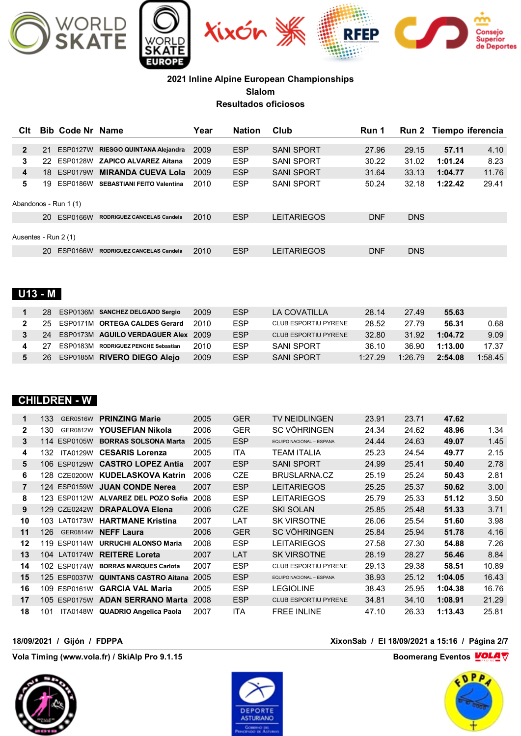**2021 Inline Alpine European Championships**
**Slalom**
**Resultados oficiosos**

| Clt | Bib | Code Nr | Name | Year | Nation | Club | Run 1 | Run 2 | Tiempo | iferencia |
|---|---|---|---|---|---|---|---|---|---|---|
| 2 | 21 | ESP0127W | RIESGO QUINTANA Alejandra | 2009 | ESP | SANI SPORT | 27.96 | 29.15 | 57.11 | 4.10 |
| 3 | 22 | ESP0128W | ZAPICO ALVAREZ Aitana | 2009 | ESP | SANI SPORT | 30.22 | 31.02 | 1:01.24 | 8.23 |
| 4 | 18 | ESP0179W | MIRANDA CUEVA Lola | 2009 | ESP | SANI SPORT | 31.64 | 33.13 | 1:04.77 | 11.76 |
| 5 | 19 | ESP0186W | SEBASTIANI FEITO Valentina | 2010 | ESP | SANI SPORT | 50.24 | 32.18 | 1:22.42 | 29.41 |

Abandonos - Run 1 (1)

| Clt | Bib | Code Nr | Name | Year | Nation | Club | Run 1 | Run 2 | Tiempo | iferencia |
|---|---|---|---|---|---|---|---|---|---|---|
| | 20 | ESP0166W | RODRIGUEZ CANCELAS Candela | 2010 | ESP | LEITARIEGOS | DNF | DNS | | |

Ausentes - Run 2 (1)

| Clt | Bib | Code Nr | Name | Year | Nation | Club | Run 1 | Run 2 | Tiempo | iferencia |
|---|---|---|---|---|---|---|---|---|---|---|
| | 20 | ESP0166W | RODRIGUEZ CANCELAS Candela | 2010 | ESP | LEITARIEGOS | DNF | DNS | | |

## U13 - M

| Clt | Bib | Code Nr | Name | Year | Nation | Club | Run 1 | Run 2 | Tiempo | iferencia |
|---|---|---|---|---|---|---|---|---|---|---|
| 1 | 28 | ESP0136M | SANCHEZ DELGADO Sergio | 2009 | ESP | LA COVATILLA | 28.14 | 27.49 | 55.63 | |
| 2 | 25 | ESP0171M | ORTEGA CALDES Gerard | 2010 | ESP | CLUB ESPORTIU PYRENE | 28.52 | 27.79 | 56.31 | 0.68 |
| 3 | 24 | ESP0173M | AGUILO VERDAGUER Alex | 2009 | ESP | CLUB ESPORTIU PYRENE | 32.80 | 31.92 | 1:04.72 | 9.09 |
| 4 | 27 | ESP0183M | RODRIGUEZ PENCHE Sebastian | 2010 | ESP | SANI SPORT | 36.10 | 36.90 | 1:13.00 | 17.37 |
| 5 | 26 | ESP0185M | RIVERO DIEGO Alejo | 2009 | ESP | SANI SPORT | 1:27.29 | 1:26.79 | 2:54.08 | 1:58.45 |

## CHILDREN - W

| Clt | Bib | Code Nr | Name | Year | Nation | Club | Run 1 | Run 2 | Tiempo | iferencia |
|---|---|---|---|---|---|---|---|---|---|---|
| 1 | 133 | GER0516W | PRINZING Marie | 2005 | GER | TV NEIDLINGEN | 23.91 | 23.71 | 47.62 | |
| 2 | 130 | GER0812W | YOUSEFIAN Nikola | 2006 | GER | SC VÖHRINGEN | 24.34 | 24.62 | 48.96 | 1.34 |
| 3 | 114 | ESP0105W | BORRAS SOLSONA Marta | 2005 | ESP | EQUIPO NACIONAL – ESPANA | 24.44 | 24.63 | 49.07 | 1.45 |
| 4 | 132 | ITA0129W | CESARIS Lorenza | 2005 | ITA | TEAM ITALIA | 25.23 | 24.54 | 49.77 | 2.15 |
| 5 | 106 | ESP0129W | CASTRO LOPEZ Antia | 2007 | ESP | SANI SPORT | 24.99 | 25.41 | 50.40 | 2.78 |
| 6 | 128 | CZE0200W | KUDELASKOVA Katrin | 2006 | CZE | BRUSLARNA.CZ | 25.19 | 25.24 | 50.43 | 2.81 |
| 7 | 124 | ESP0159W | JUAN CONDE Nerea | 2007 | ESP | LEITARIEGOS | 25.25 | 25.37 | 50.62 | 3.00 |
| 8 | 123 | ESP0112W | ALVAREZ DEL POZO Sofia | 2008 | ESP | LEITARIEGOS | 25.79 | 25.33 | 51.12 | 3.50 |
| 9 | 129 | CZE0242W | DRAPALOVA Elena | 2006 | CZE | SKI SOLAN | 25.85 | 25.48 | 51.33 | 3.71 |
| 10 | 103 | LAT0173W | HARTMANE Kristina | 2007 | LAT | SK VIRSOTNE | 26.06 | 25.54 | 51.60 | 3.98 |
| 11 | 126 | GER0814W | NEFF Laura | 2006 | GER | SC VÖHRINGEN | 25.84 | 25.94 | 51.78 | 4.16 |
| 12 | 119 | ESP0114W | URRUCHI ALONSO Maria | 2008 | ESP | LEITARIEGOS | 27.58 | 27.30 | 54.88 | 7.26 |
| 13 | 104 | LAT0174W | REITERE Loreta | 2007 | LAT | SK VIRSOTNE | 28.19 | 28.27 | 56.46 | 8.84 |
| 14 | 102 | ESP0174W | BORRAS MARQUES Carlota | 2007 | ESP | CLUB ESPORTIU PYRENE | 29.13 | 29.38 | 58.51 | 10.89 |
| 15 | 125 | ESP0037W | QUINTANS CASTRO Aitana | 2005 | ESP | EQUIPO NACIONAL – ESPANA | 38.93 | 25.12 | 1:04.05 | 16.43 |
| 16 | 109 | ESP0161W | GARCIA VAL Maria | 2005 | ESP | LEGIOLINE | 38.43 | 25.95 | 1:04.38 | 16.76 |
| 17 | 105 | ESP0175W | ADAN SERRANO Marta | 2008 | ESP | CLUB ESPORTIU PYRENE | 34.81 | 34.10 | 1:08.91 | 21.29 |
| 18 | 101 | ITA0148W | QUADRIO Angelica Paola | 2007 | ITA | FREE INLINE | 47.10 | 26.33 | 1:13.43 | 25.81 |

18/09/2021 / Gijón / FDPPA — XixonSab / El 18/09/2021 a 15:16 / Página 2/7

Vola Timing (www.vola.fr) / SkiAlp Pro 9.1.15 — Boomerang Eventos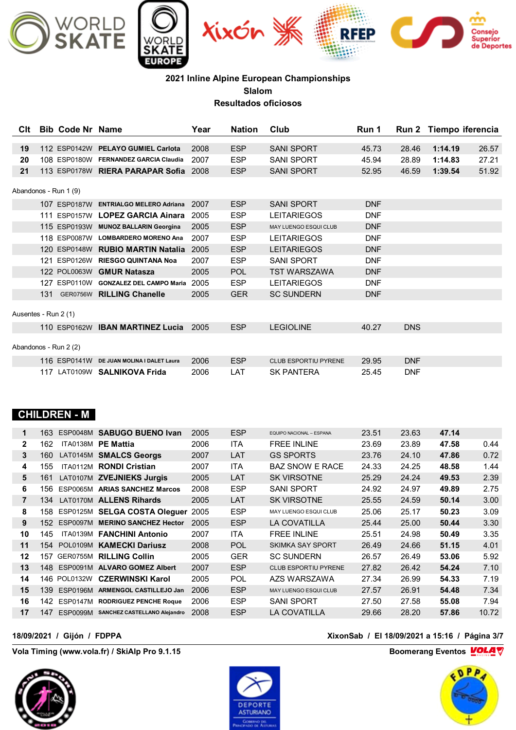**2021 Inline Alpine European Championships**
**Slalom**
**Resultados oficiosos**

| Clt | Bib | Code Nr | Name | Year | Nation | Club | Run 1 | Run 2 | Tiempo | iferencia |
|---|---|---|---|---|---|---|---|---|---|---|
| 19 | 112 | ESP0142W | PELAYO GUMIEL Carlota | 2008 | ESP | SANI SPORT | 45.73 | 28.46 | 1:14.19 | 26.57 |
| 20 | 108 | ESP0180W | FERNANDEZ GARCIA Claudia | 2007 | ESP | SANI SPORT | 45.94 | 28.89 | 1:14.83 | 27.21 |
| 21 | 113 | ESP0178W | RIERA PARAPAR Sofia | 2008 | ESP | SANI SPORT | 52.95 | 46.59 | 1:39.54 | 51.92 |
| **Abandonos - Run 1 (9)** | | | | | | | | | | |
| | 107 | ESP0187W | ENTRIALGO MELERO Adriana | 2007 | ESP | SANI SPORT | DNF | | | |
| | 111 | ESP0157W | LOPEZ GARCIA Ainara | 2005 | ESP | LEITARIEGOS | DNF | | | |
| | 115 | ESP0193W | MUNOZ BALLARIN Georgina | 2005 | ESP | MAY LUENGO ESQUI CLUB | DNF | | | |
| | 118 | ESP0087W | LOMBARDERO MORENO Ana | 2007 | ESP | LEITARIEGOS | DNF | | | |
| | 120 | ESP0148W | RUBIO MARTIN Natalia | 2005 | ESP | LEITARIEGOS | DNF | | | |
| | 121 | ESP0126W | RIESGO QUINTANA Noa | 2007 | ESP | SANI SPORT | DNF | | | |
| | 122 | POL0063W | GMUR Natasza | 2005 | POL | TST WARSZAWA | DNF | | | |
| | 127 | ESP0110W | GONZALEZ DEL CAMPO Maria | 2005 | ESP | LEITARIEGOS | DNF | | | |
| | 131 | GER0756W | RILLING Chanelle | 2005 | GER | SC SUNDERN | DNF | | | |
| **Ausentes - Run 2 (1)** | | | | | | | | | | |
| | 110 | ESP0162W | IBAN MARTINEZ Lucia | 2005 | ESP | LEGIOLINE | 40.27 | DNS | | |
| **Abandonos - Run 2 (2)** | | | | | | | | | | |
| | 116 | ESP0141W | DE JUAN MOLINA I DALET Laura | 2006 | ESP | CLUB ESPORTIU PYRENE | 29.95 | DNF | | |
| | 117 | LAT0109W | SALNIKOVA Frida | 2006 | LAT | SK PANTERA | 25.45 | DNF | | |

## CHILDREN - M

| Clt | Bib | Code Nr | Name | Year | Nation | Club | Run 1 | Run 2 | Tiempo | iferencia |
|---|---|---|---|---|---|---|---|---|---|---|
| 1 | 163 | ESP0048M | SABUGO BUENO Ivan | 2005 | ESP | EQUIPO NACIONAL – ESPANA | 23.51 | 23.63 | 47.14 | |
| 2 | 162 | ITA0138M | PE Mattia | 2006 | ITA | FREE INLINE | 23.69 | 23.89 | 47.58 | 0.44 |
| 3 | 160 | LAT0145M | SMALCS Georgs | 2007 | LAT | GS SPORTS | 23.76 | 24.10 | 47.86 | 0.72 |
| 4 | 155 | ITA0112M | RONDI Cristian | 2007 | ITA | BAZ SNOW E RACE | 24.33 | 24.25 | 48.58 | 1.44 |
| 5 | 161 | LAT0107M | ZVEJNIEKS Jurgis | 2005 | LAT | SK VIRSOTNE | 25.29 | 24.24 | 49.53 | 2.39 |
| 6 | 156 | ESP0065M | ARIAS SANCHEZ Marcos | 2008 | ESP | SANI SPORT | 24.92 | 24.97 | 49.89 | 2.75 |
| 7 | 134 | LAT0170M | ALLENS Rihards | 2005 | LAT | SK VIRSOTNE | 25.55 | 24.59 | 50.14 | 3.00 |
| 8 | 158 | ESP0125M | SELGA COSTA Oleguer | 2005 | ESP | MAY LUENGO ESQUI CLUB | 25.06 | 25.17 | 50.23 | 3.09 |
| 9 | 152 | ESP0097M | MERINO SANCHEZ Hector | 2005 | ESP | LA COVATILLA | 25.44 | 25.00 | 50.44 | 3.30 |
| 10 | 145 | ITA0139M | FANCHINI Antonio | 2007 | ITA | FREE INLINE | 25.51 | 24.98 | 50.49 | 3.35 |
| 11 | 154 | POL0109M | KAMECKI Dariusz | 2008 | POL | SKIMKA SAY SPORT | 26.49 | 24.66 | 51.15 | 4.01 |
| 12 | 157 | GER0755M | RILLING Collin | 2005 | GER | SC SUNDERN | 26.57 | 26.49 | 53.06 | 5.92 |
| 13 | 148 | ESP0091M | ALVARO GOMEZ Albert | 2007 | ESP | CLUB ESPORTIU PYRENE | 27.82 | 26.42 | 54.24 | 7.10 |
| 14 | 146 | POL0132W | CZERWINSKI Karol | 2005 | POL | AZS WARSZAWA | 27.34 | 26.99 | 54.33 | 7.19 |
| 15 | 139 | ESP0196M | ARMENGOL CASTILLEJO Jan | 2006 | ESP | MAY LUENGO ESQUI CLUB | 27.57 | 26.91 | 54.48 | 7.34 |
| 16 | 142 | ESP0147M | RODRIGUEZ PENCHE Roque | 2006 | ESP | SANI SPORT | 27.50 | 27.58 | 55.08 | 7.94 |
| 17 | 147 | ESP0099M | SANCHEZ CASTELLANO Alejandro | 2008 | ESP | LA COVATILLA | 29.66 | 28.20 | 57.86 | 10.72 |

18/09/2021 / Gijón / FDPPA — XixonSab / El 18/09/2021 a 15:16

Vola Timing (www.vola.fr) / SkiAlp Pro 9.1.15 — Boomerang Eventos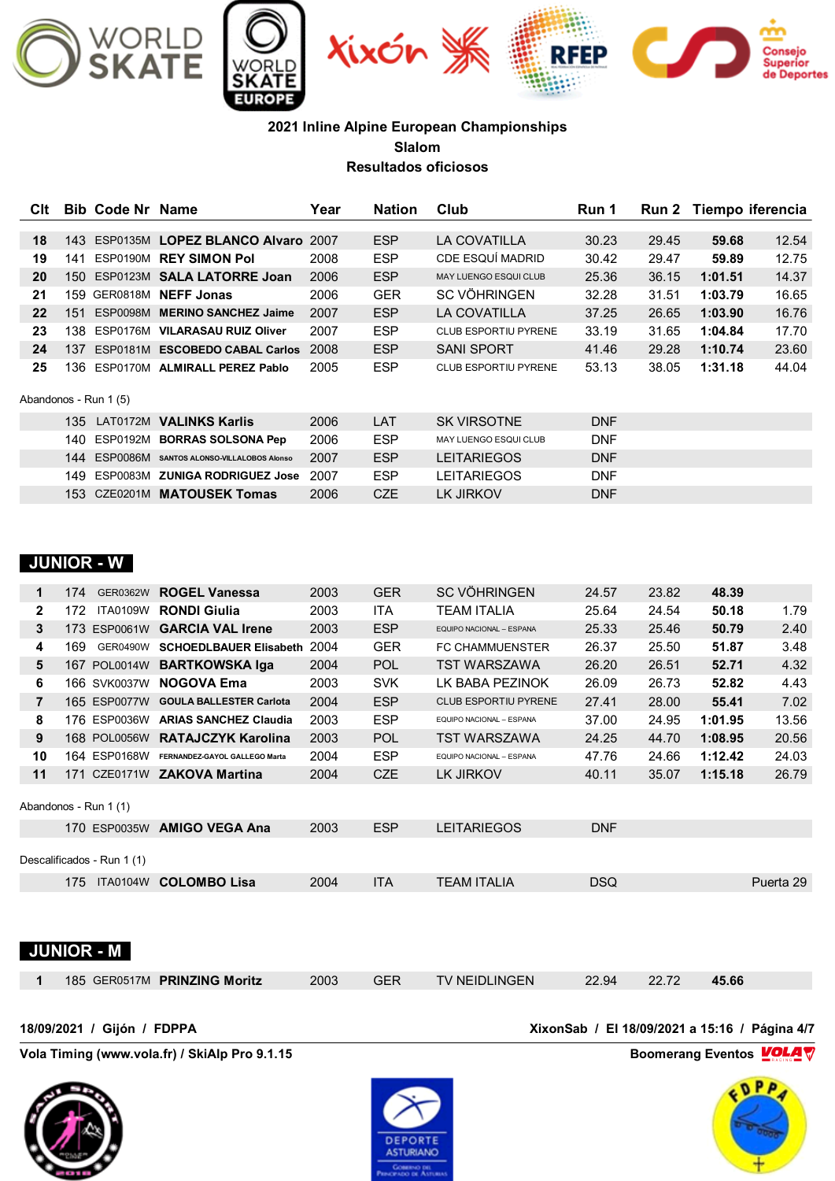**2021 Inline Alpine European Championships**
**Slalom**
**Resultados oficiosos**

| Clt | Bib | Code Nr | Name | Year | Nation | Club | Run 1 | Run 2 | Tiempo | iferencia |
|---|---|---|---|---|---|---|---|---|---|---|
| 18 | 143 | ESP0135M | **LOPEZ BLANCO Alvaro** | 2007 | ESP | LA COVATILLA | 30.23 | 29.45 | **59.68** | 12.54 |
| 19 | 141 | ESP0190M | **REY SIMON Pol** | 2008 | ESP | CDE ESQUÍ MADRID | 30.42 | 29.47 | **59.89** | 12.75 |
| 20 | 150 | ESP0123M | **SALA LATORRE Joan** | 2006 | ESP | MAY LUENGO ESQUI CLUB | 25.36 | 36.15 | **1:01.51** | 14.37 |
| 21 | 159 | GER0818M | **NEFF Jonas** | 2006 | GER | SC VÖHRINGEN | 32.28 | 31.51 | **1:03.79** | 16.65 |
| 22 | 151 | ESP0098M | **MERINO SANCHEZ Jaime** | 2007 | ESP | LA COVATILLA | 37.25 | 26.65 | **1:03.90** | 16.76 |
| 23 | 138 | ESP0176M | **VILARASAU RUIZ Oliver** | 2007 | ESP | CLUB ESPORTIU PYRENE | 33.19 | 31.65 | **1:04.84** | 17.70 |
| 24 | 137 | ESP0181M | **ESCOBEDO CABAL Carlos** | 2008 | ESP | SANI SPORT | 41.46 | 29.28 | **1:10.74** | 23.60 |
| 25 | 136 | ESP0170M | **ALMIRALL PEREZ Pablo** | 2005 | ESP | CLUB ESPORTIU PYRENE | 53.13 | 38.05 | **1:31.18** | 44.04 |

Abandonos - Run 1 (5)

| Clt | Bib | Code Nr | Name | Year | Nation | Club | Run 1 | Run 2 | Tiempo | iferencia |
|---|---|---|---|---|---|---|---|---|---|---|
| | 135 | LAT0172M | **VALINKS Karlis** | 2006 | LAT | SK VIRSOTNE | DNF | | | |
| | 140 | ESP0192M | **BORRAS SOLSONA Pep** | 2006 | ESP | MAY LUENGO ESQUI CLUB | DNF | | | |
| | 144 | ESP0086M | **SANTOS ALONSO-VILLALOBOS Alonso** | 2007 | ESP | LEITARIEGOS | DNF | | | |
| | 149 | ESP0083M | **ZUNIGA RODRIGUEZ Jose** | 2007 | ESP | LEITARIEGOS | DNF | | | |
| | 153 | CZE0201M | **MATOUSEK Tomas** | 2006 | CZE | LK JIRKOV | DNF | | | |

## JUNIOR - W

| Clt | Bib | Code Nr | Name | Year | Nation | Club | Run 1 | Run 2 | Tiempo | iferencia |
|---|---|---|---|---|---|---|---|---|---|---|
| 1 | 174 | GER0362W | **ROGEL Vanessa** | 2003 | GER | SC VÖHRINGEN | 24.57 | 23.82 | **48.39** | |
| 2 | 172 | ITA0109W | **RONDI Giulia** | 2003 | ITA | TEAM ITALIA | 25.64 | 24.54 | **50.18** | 1.79 |
| 3 | 173 | ESP0061W | **GARCIA VAL Irene** | 2003 | ESP | EQUIPO NACIONAL – ESPANA | 25.33 | 25.46 | **50.79** | 2.40 |
| 4 | 169 | GER0490W | **SCHOEDLBAUER Elisabeth** | 2004 | GER | FC CHAMMUENSTER | 26.37 | 25.50 | **51.87** | 3.48 |
| 5 | 167 | POL0014W | **BARTKOWSKA Iga** | 2004 | POL | TST WARSZAWA | 26.20 | 26.51 | **52.71** | 4.32 |
| 6 | 166 | SVK0037W | **NOGOVA Ema** | 2003 | SVK | LK BABA PEZINOK | 26.09 | 26.73 | **52.82** | 4.43 |
| 7 | 165 | ESP0077W | **GOULA BALLESTER Carlota** | 2004 | ESP | CLUB ESPORTIU PYRENE | 27.41 | 28.00 | **55.41** | 7.02 |
| 8 | 176 | ESP0036W | **ARIAS SANCHEZ Claudia** | 2003 | ESP | EQUIPO NACIONAL – ESPANA | 37.00 | 24.95 | **1:01.95** | 13.56 |
| 9 | 168 | POL0056W | **RATAJCZYK Karolina** | 2003 | POL | TST WARSZAWA | 24.25 | 44.70 | **1:08.95** | 20.56 |
| 10 | 164 | ESP0168W | **FERNANDEZ-GAYOL GALLEGO Marta** | 2004 | ESP | EQUIPO NACIONAL – ESPANA | 47.76 | 24.66 | **1:12.42** | 24.03 |
| 11 | 171 | CZE0171W | **ZAKOVA Martina** | 2004 | CZE | LK JIRKOV | 40.11 | 35.07 | **1:15.18** | 26.79 |

Abandonos - Run 1 (1)

| Clt | Bib | Code Nr | Name | Year | Nation | Club | Run 1 | Run 2 | Tiempo | iferencia |
|---|---|---|---|---|---|---|---|---|---|---|
| | 170 | ESP0035W | **AMIGO VEGA Ana** | 2003 | ESP | LEITARIEGOS | DNF | | | |

Descalificados - Run 1 (1)

| Clt | Bib | Code Nr | Name | Year | Nation | Club | Run 1 | Run 2 | Tiempo | iferencia |
|---|---|---|---|---|---|---|---|---|---|---|
| | 175 | ITA0104W | **COLOMBO Lisa** | 2004 | ITA | TEAM ITALIA | DSQ | | | Puerta 29 |

## JUNIOR - M

| Clt | Bib | Code Nr | Name | Year | Nation | Club | Run 1 | Run 2 | Tiempo | iferencia |
|---|---|---|---|---|---|---|---|---|---|---|
| 1 | 185 | GER0517M | **PRINZING Moritz** | 2003 | GER | TV NEIDLINGEN | 22.94 | 22.72 | **45.66** | |

**18/09/2021 / Gijón / FDPPA** — **XixonSab / El 18/09/2021 a 15:16 / Página 4/7**

**Vola Timing (www.vola.fr) / SkiAlp Pro 9.1.15** — **Boomerang Eventos**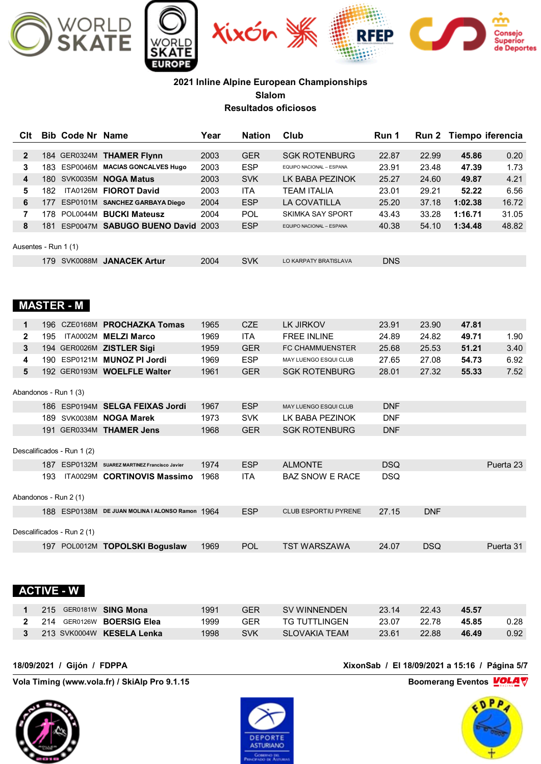**2021 Inline Alpine European Championships**
**Slalom**
**Resultados oficiosos**

| Clt | Bib | Code Nr | Name | Year | Nation | Club | Run 1 | Run 2 | Tiempo | iferencia |
|---|---|---|---|---|---|---|---|---|---|---|
| 2 | 184 | GER0324M | **THAMER Flynn** | 2003 | GER | SGK ROTENBURG | 22.87 | 22.99 | **45.86** | 0.20 |
| 3 | 183 | ESP0046M | **MACIAS GONCALVES Hugo** | 2003 | ESP | EQUIPO NACIONAL – ESPANA | 23.91 | 23.48 | **47.39** | 1.73 |
| 4 | 180 | SVK0035M | **NOGA Matus** | 2003 | SVK | LK BABA PEZINOK | 25.27 | 24.60 | **49.87** | 4.21 |
| 5 | 182 | ITA0126M | **FIOROT David** | 2003 | ITA | TEAM ITALIA | 23.01 | 29.21 | **52.22** | 6.56 |
| 6 | 177 | ESP0101M | **SANCHEZ GARBAYA Diego** | 2004 | ESP | LA COVATILLA | 25.20 | 37.18 | **1:02.38** | 16.72 |
| 7 | 178 | POL0044M | **BUCKI Mateusz** | 2004 | POL | SKIMKA SAY SPORT | 43.43 | 33.28 | **1:16.71** | 31.05 |
| 8 | 181 | ESP0047M | **SABUGO BUENO David** | 2003 | ESP | EQUIPO NACIONAL – ESPANA | 40.38 | 54.10 | **1:34.48** | 48.82 |

Ausentes - Run 1 (1)

| Clt | Bib | Code Nr | Name | Year | Nation | Club | Run 1 | Run 2 | Tiempo | iferencia |
|---|---|---|---|---|---|---|---|---|---|---|
| | 179 | SVK0088M | **JANACEK Artur** | 2004 | SVK | LO KARPATY BRATISLAVA | DNS | | | |

## MASTER - M

| Clt | Bib | Code Nr | Name | Year | Nation | Club | Run 1 | Run 2 | Tiempo | iferencia |
|---|---|---|---|---|---|---|---|---|---|---|
| 1 | 196 | CZE0168M | **PROCHAZKA Tomas** | 1965 | CZE | LK JIRKOV | 23.91 | 23.90 | **47.81** | |
| 2 | 195 | ITA0002M | **MELZI Marco** | 1969 | ITA | FREE INLINE | 24.89 | 24.82 | **49.71** | 1.90 |
| 3 | 194 | GER0026M | **ZISTLER Sigi** | 1959 | GER | FC CHAMMUENSTER | 25.68 | 25.53 | **51.21** | 3.40 |
| 4 | 190 | ESP0121M | **MUNOZ PI Jordi** | 1969 | ESP | MAY LUENGO ESQUI CLUB | 27.65 | 27.08 | **54.73** | 6.92 |
| 5 | 192 | GER0193M | **WOELFLE Walter** | 1961 | GER | SGK ROTENBURG | 28.01 | 27.32 | **55.33** | 7.52 |

Abandonos - Run 1 (3)

| Clt | Bib | Code Nr | Name | Year | Nation | Club | Run 1 | Run 2 | Tiempo | iferencia |
|---|---|---|---|---|---|---|---|---|---|---|
| | 186 | ESP0194M | **SELGA FEIXAS Jordi** | 1967 | ESP | MAY LUENGO ESQUI CLUB | DNF | | | |
| | 189 | SVK0038M | **NOGA Marek** | 1973 | SVK | LK BABA PEZINOK | DNF | | | |
| | 191 | GER0334M | **THAMER Jens** | 1968 | GER | SGK ROTENBURG | DNF | | | |

Descalificados - Run 1 (2)

| Clt | Bib | Code Nr | Name | Year | Nation | Club | Run 1 | Run 2 | Tiempo | iferencia |
|---|---|---|---|---|---|---|---|---|---|---|
| | 187 | ESP0132M | **SUAREZ MARTINEZ Francisco Javier** | 1974 | ESP | ALMONTE | DSQ | | | Puerta 23 |
| | 193 | ITA0029M | **CORTINOVIS Massimo** | 1968 | ITA | BAZ SNOW E RACE | DSQ | | | |

Abandonos - Run 2 (1)

| Clt | Bib | Code Nr | Name | Year | Nation | Club | Run 1 | Run 2 | Tiempo | iferencia |
|---|---|---|---|---|---|---|---|---|---|---|
| | 188 | ESP0138M | **DE JUAN MOLINA I ALONSO Ramon** | 1964 | ESP | CLUB ESPORTIU PYRENE | 27.15 | DNF | | |

Descalificados - Run 2 (1)

| Clt | Bib | Code Nr | Name | Year | Nation | Club | Run 1 | Run 2 | Tiempo | iferencia |
|---|---|---|---|---|---|---|---|---|---|---|
| | 197 | POL0012M | **TOPOLSKI Boguslaw** | 1969 | POL | TST WARSZAWA | 24.07 | DSQ | | Puerta 31 |

## ACTIVE - W

| Clt | Bib | Code Nr | Name | Year | Nation | Club | Run 1 | Run 2 | Tiempo | iferencia |
|---|---|---|---|---|---|---|---|---|---|---|
| 1 | 215 | GER0181W | **SING Mona** | 1991 | GER | SV WINNENDEN | 23.14 | 22.43 | **45.57** | |
| 2 | 214 | GER0126W | **BOERSIG Elea** | 1999 | GER | TG TUTTLINGEN | 23.07 | 22.78 | **45.85** | 0.28 |
| 3 | 213 | SVK0004W | **KESELA Lenka** | 1998 | SVK | SLOVAKIA TEAM | 23.61 | 22.88 | **46.49** | 0.92 |

**18/09/2021 / Gijón / FDPPA** — **XixonSab / El 18/09/2021 a 15:16**

**Vola Timing (www.vola.fr) / SkiAlp Pro 9.1.15** — **Boomerang Eventos**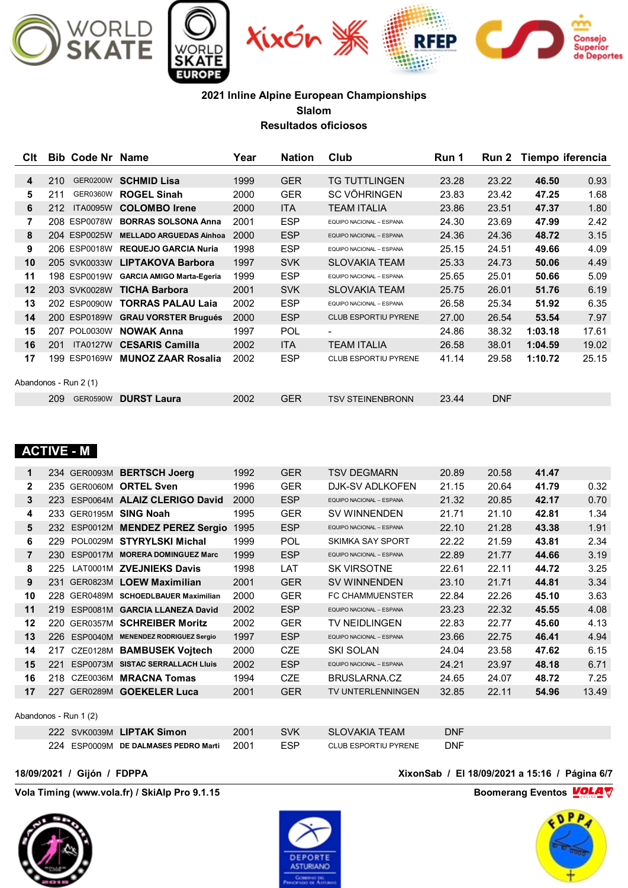**2021 Inline Alpine European Championships**
**Slalom**
**Resultados oficiosos**

| Clt | Bib | Code Nr | Name | Year | Nation | Club | Run 1 | Run 2 | Tiempo | iferencia |
|---|---|---|---|---|---|---|---|---|---|---|
| 4 | 210 | GER0200W | **SCHMID Lisa** | 1999 | GER | TG TUTTLINGEN | 23.28 | 23.22 | **46.50** | 0.93 |
| 5 | 211 | GER0360W | **ROGEL Sinah** | 2000 | GER | SC VÖHRINGEN | 23.83 | 23.42 | **47.25** | 1.68 |
| 6 | 212 | ITA0095W | **COLOMBO Irene** | 2000 | ITA | TEAM ITALIA | 23.86 | 23.51 | **47.37** | 1.80 |
| 7 | 208 | ESP0078W | **BORRAS SOLSONA Anna** | 2001 | ESP | EQUIPO NACIONAL – ESPANA | 24.30 | 23.69 | **47.99** | 2.42 |
| 8 | 204 | ESP0025W | **MELLADO ARGUEDAS Ainhoa** | 2000 | ESP | EQUIPO NACIONAL – ESPANA | 24.36 | 24.36 | **48.72** | 3.15 |
| 9 | 206 | ESP0018W | **REQUEJO GARCIA Nuria** | 1998 | ESP | EQUIPO NACIONAL – ESPANA | 25.15 | 24.51 | **49.66** | 4.09 |
| 10 | 205 | SVK0033W | **LIPTAKOVA Barbora** | 1997 | SVK | SLOVAKIA TEAM | 25.33 | 24.73 | **50.06** | 4.49 |
| 11 | 198 | ESP0019W | **GARCIA AMIGO Marta-Egeria** | 1999 | ESP | EQUIPO NACIONAL – ESPANA | 25.65 | 25.01 | **50.66** | 5.09 |
| 12 | 203 | SVK0028W | **TICHA Barbora** | 2001 | SVK | SLOVAKIA TEAM | 25.75 | 26.01 | **51.76** | 6.19 |
| 13 | 202 | ESP0090W | **TORRAS PALAU Laia** | 2002 | ESP | EQUIPO NACIONAL – ESPANA | 26.58 | 25.34 | **51.92** | 6.35 |
| 14 | 200 | ESP0189W | **GRAU VORSTER Brugués** | 2000 | ESP | CLUB ESPORTIU PYRENE | 27.00 | 26.54 | **53.54** | 7.97 |
| 15 | 207 | POL0030W | **NOWAK Anna** | 1997 | POL | - | 24.86 | 38.32 | **1:03.18** | 17.61 |
| 16 | 201 | ITA0127W | **CESARIS Camilla** | 2002 | ITA | TEAM ITALIA | 26.58 | 38.01 | **1:04.59** | 19.02 |
| 17 | 199 | ESP0169W | **MUNOZ ZAAR Rosalia** | 2002 | ESP | CLUB ESPORTIU PYRENE | 41.14 | 29.58 | **1:10.72** | 25.15 |

Abandonos - Run 2 (1)

| Clt | Bib | Code Nr | Name | Year | Nation | Club | Run 1 | Run 2 | Tiempo | iferencia |
|---|---|---|---|---|---|---|---|---|---|---|
| | 209 | GER0590W | **DURST Laura** | 2002 | GER | TSV STEINENBRONN | 23.44 | DNF | | |

## ACTIVE - M

| Clt | Bib | Code Nr | Name | Year | Nation | Club | Run 1 | Run 2 | Tiempo | iferencia |
|---|---|---|---|---|---|---|---|---|---|---|
| 1 | 234 | GER0093M | **BERTSCH Joerg** | 1992 | GER | TSV DEGMARN | 20.89 | 20.58 | **41.47** | |
| 2 | 235 | GER0060M | **ORTEL Sven** | 1996 | GER | DJK-SV ADLKOFEN | 21.15 | 20.64 | **41.79** | 0.32 |
| 3 | 223 | ESP0064M | **ALAIZ CLERIGO David** | 2000 | ESP | EQUIPO NACIONAL – ESPANA | 21.32 | 20.85 | **42.17** | 0.70 |
| 4 | 233 | GER0195M | **SING Noah** | 1995 | GER | SV WINNENDEN | 21.71 | 21.10 | **42.81** | 1.34 |
| 5 | 232 | ESP0012M | **MENDEZ PEREZ Sergio** | 1995 | ESP | EQUIPO NACIONAL – ESPANA | 22.10 | 21.28 | **43.38** | 1.91 |
| 6 | 229 | POL0029M | **STYRYLSKI Michal** | 1999 | POL | SKIMKA SAY SPORT | 22.22 | 21.59 | **43.81** | 2.34 |
| 7 | 230 | ESP0017M | **MORERA DOMINGUEZ Marc** | 1999 | ESP | EQUIPO NACIONAL – ESPANA | 22.89 | 21.77 | **44.66** | 3.19 |
| 8 | 225 | LAT0001M | **ZVEJNIEKS Davis** | 1998 | LAT | SK VIRSOTNE | 22.61 | 22.11 | **44.72** | 3.25 |
| 9 | 231 | GER0823M | **LOEW Maximilian** | 2001 | GER | SV WINNENDEN | 23.10 | 21.71 | **44.81** | 3.34 |
| 10 | 228 | GER0489M | **SCHOEDLBAUER Maximilian** | 2000 | GER | FC CHAMMUENSTER | 22.84 | 22.26 | **45.10** | 3.63 |
| 11 | 219 | ESP0081M | **GARCIA LLANEZA David** | 2002 | ESP | EQUIPO NACIONAL – ESPANA | 23.23 | 22.32 | **45.55** | 4.08 |
| 12 | 220 | GER0357M | **SCHREIBER Moritz** | 2002 | GER | TV NEIDLINGEN | 22.83 | 22.77 | **45.60** | 4.13 |
| 13 | 226 | ESP0040M | **MENENDEZ RODRIGUEZ Sergio** | 1997 | ESP | EQUIPO NACIONAL – ESPANA | 23.66 | 22.75 | **46.41** | 4.94 |
| 14 | 217 | CZE0128M | **BAMBUSEK Vojtech** | 2000 | CZE | SKI SOLAN | 24.04 | 23.58 | **47.62** | 6.15 |
| 15 | 221 | ESP0073M | **SISTAC SERRALLACH Lluis** | 2002 | ESP | EQUIPO NACIONAL – ESPANA | 24.21 | 23.97 | **48.18** | 6.71 |
| 16 | 218 | CZE0036M | **MRACNA Tomas** | 1994 | CZE | BRUSLARNA.CZ | 24.65 | 24.07 | **48.72** | 7.25 |
| 17 | 227 | GER0289M | **GOEKELER Luca** | 2001 | GER | TV UNTERLENNINGEN | 32.85 | 22.11 | **54.96** | 13.49 |

Abandonos - Run 1 (2)

| Clt | Bib | Code Nr | Name | Year | Nation | Club | Run 1 | Run 2 | Tiempo | iferencia |
|---|---|---|---|---|---|---|---|---|---|---|
| | 222 | SVK0039M | **LIPTAK Simon** | 2001 | SVK | SLOVAKIA TEAM | DNF | | | |
| | 224 | ESP0009M | **DE DALMASES PEDRO Marti** | 2001 | ESP | CLUB ESPORTIU PYRENE | DNF | | | |

**18/09/2021 / Gijón / FDPPA** — **XixonSab / El 18/09/2021 a 15:16**

**Vola Timing (www.vola.fr) / SkiAlp Pro 9.1.15** — **Boomerang Eventos**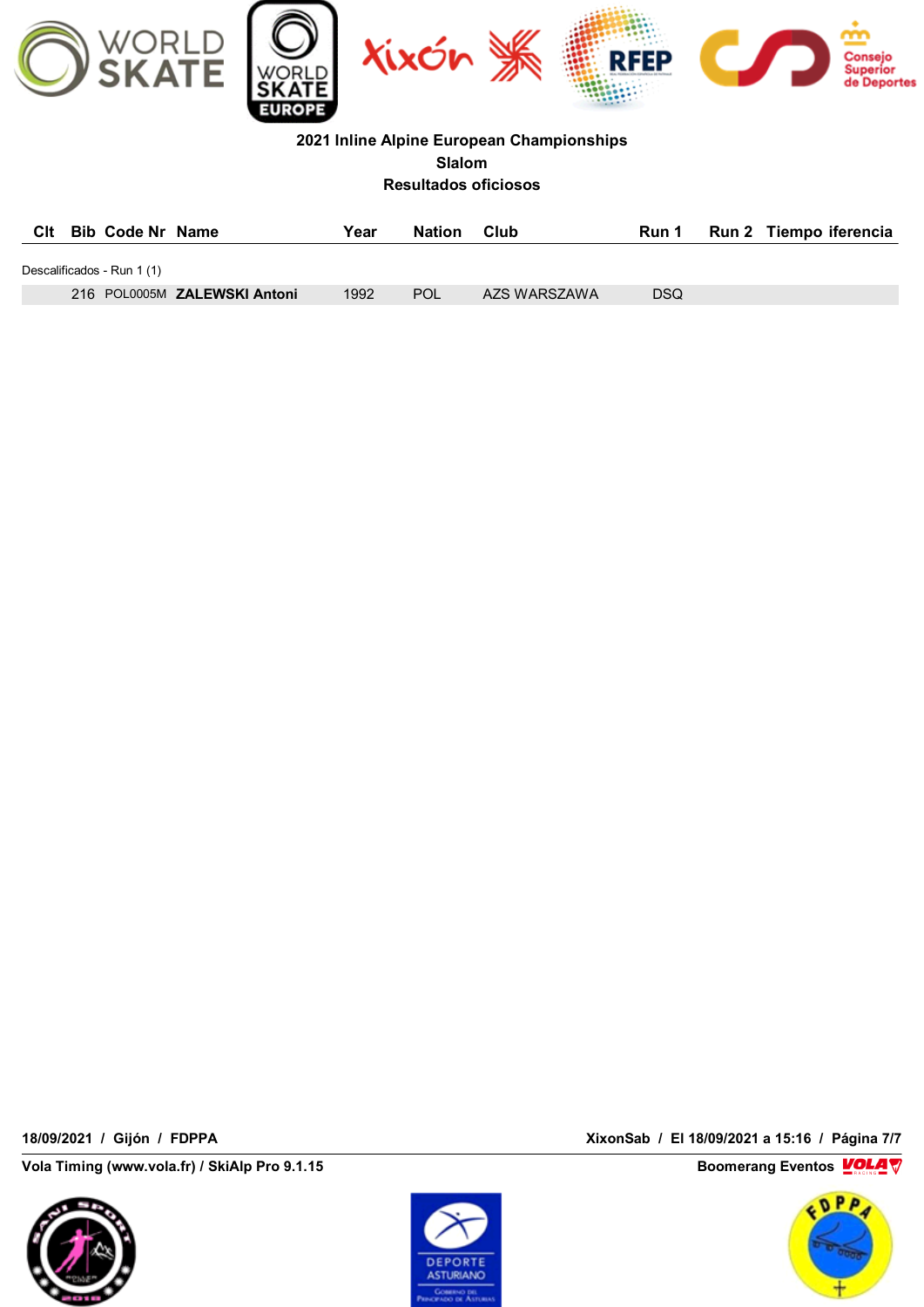**2021 Inline Alpine European Championships**
**Slalom**
**Resultados oficiosos**

| Clt | Bib | Code Nr | Name | Year | Nation | Club | Run 1 | Run 2 | Tiempo | iferencia |
|---|---|---|---|---|---|---|---|---|---|---|
| Descalificados - Run 1 (1) | | | | | | | | | | |
| | 216 | POL0005M | **ZALEWSKI Antoni** | 1992 | POL | AZS WARSZAWA | DSQ | | | |

**18/09/2021 / Gijón / FDPPA** **XixonSab / El 18/09/2021 a 15:16**

**Vola Timing (www.vola.fr) / SkiAlp Pro 9.1.15** **Boomerang Eventos**